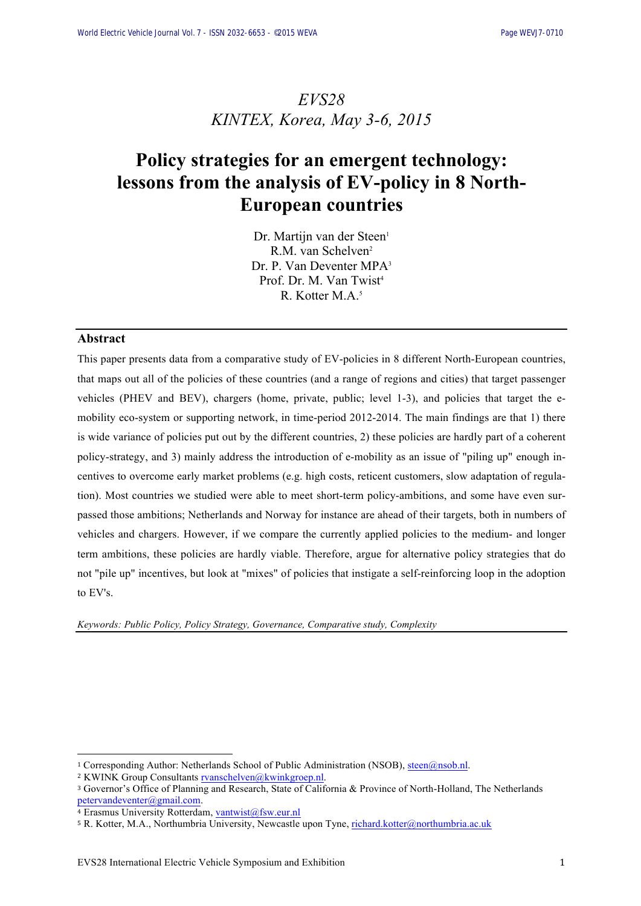*EVS28*
*KINTEX, Korea, May 3-6, 2015*

# Policy strategies for an emergent technology: lessons from the analysis of EV-policy in 8 North-European countries

Dr. Martijn van der Steen[1]
R.M. van Schelven[2]
Dr. P. Van Deventer MPA[3]
Prof. Dr. M. Van Twist[4]
R. Kotter M.A.[5]

## Abstract

This paper presents data from a comparative study of EV-policies in 8 different North-European countries, that maps out all of the policies of these countries (and a range of regions and cities) that target passenger vehicles (PHEV and BEV), chargers (home, private, public; level 1-3), and policies that target the e-mobility eco-system or supporting network, in time-period 2012-2014. The main findings are that 1) there is wide variance of policies put out by the different countries, 2) these policies are hardly part of a coherent policy-strategy, and 3) mainly address the introduction of e-mobility as an issue of "piling up" enough incentives to overcome early market problems (e.g. high costs, reticent customers, slow adaptation of regulation). Most countries we studied were able to meet short-term policy-ambitions, and some have even surpassed those ambitions; Netherlands and Norway for instance are ahead of their targets, both in numbers of vehicles and chargers. However, if we compare the currently applied policies to the medium- and longer term ambitions, these policies are hardly viable. Therefore, argue for alternative policy strategies that do not "pile up" incentives, but look at "mixes" of policies that instigate a self-reinforcing loop in the adoption to EV's.

*Keywords: Public Policy, Policy Strategy, Governance, Comparative study, Complexity*

---

[1] Corresponding Author: Netherlands School of Public Administration (NSOB), steen@nsob.nl.
[2] KWINK Group Consultants rvanschelven@kwinkgroep.nl.
[3] Governor's Office of Planning and Research, State of California & Province of North-Holland, The Netherlands petervandeventer@gmail.com.
[4] Erasmus University Rotterdam, vantwist@fsw.eur.nl
[5] R. Kotter, M.A., Northumbria University, Newcastle upon Tyne, richard.kotter@northumbria.ac.uk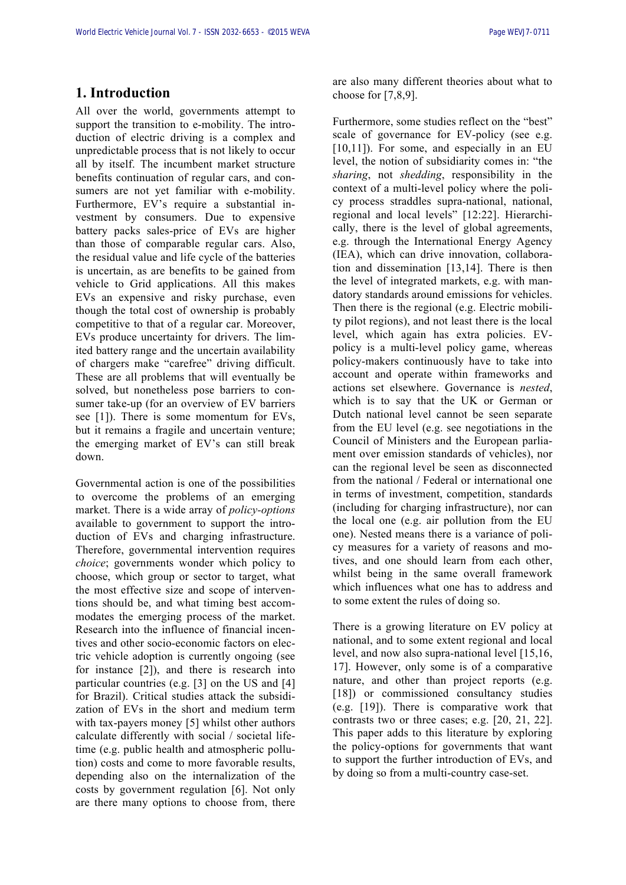# 1. Introduction

All over the world, governments attempt to support the transition to e-mobility. The introduction of electric driving is a complex and unpredictable process that is not likely to occur all by itself. The incumbent market structure benefits continuation of regular cars, and consumers are not yet familiar with e-mobility. Furthermore, EV's require a substantial investment by consumers. Due to expensive battery packs sales-price of EVs are higher than those of comparable regular cars. Also, the residual value and life cycle of the batteries is uncertain, as are benefits to be gained from vehicle to Grid applications. All this makes EVs an expensive and risky purchase, even though the total cost of ownership is probably competitive to that of a regular car. Moreover, EVs produce uncertainty for drivers. The limited battery range and the uncertain availability of chargers make "carefree" driving difficult. These are all problems that will eventually be solved, but nonetheless pose barriers to consumer take-up (for an overview of EV barriers see [1]). There is some momentum for EVs, but it remains a fragile and uncertain venture; the emerging market of EV's can still break down.

Governmental action is one of the possibilities to overcome the problems of an emerging market. There is a wide array of *policy-options* available to government to support the introduction of EVs and charging infrastructure. Therefore, governmental intervention requires *choice*; governments wonder which policy to choose, which group or sector to target, what the most effective size and scope of interventions should be, and what timing best accommodates the emerging process of the market. Research into the influence of financial incentives and other socio-economic factors on electric vehicle adoption is currently ongoing (see for instance [2]), and there is research into particular countries (e.g. [3] on the US and [4] for Brazil). Critical studies attack the subsidization of EVs in the short and medium term with tax-payers money [5] whilst other authors calculate differently with social / societal lifetime (e.g. public health and atmospheric pollution) costs and come to more favorable results, depending also on the internalization of the costs by government regulation [6]. Not only are there many options to choose from, there are also many different theories about what to choose for [7,8,9].

Furthermore, some studies reflect on the "best" scale of governance for EV-policy (see e.g. [10,11]). For some, and especially in an EU level, the notion of subsidiarity comes in: "the *sharing*, not *shedding*, responsibility in the context of a multi-level policy where the policy process straddles supra-national, national, regional and local levels" [12:22]. Hierarchically, there is the level of global agreements, e.g. through the International Energy Agency (IEA), which can drive innovation, collaboration and dissemination [13,14]. There is then the level of integrated markets, e.g. with mandatory standards around emissions for vehicles. Then there is the regional (e.g. Electric mobility pilot regions), and not least there is the local level, which again has extra policies. EV-policy is a multi-level policy game, whereas policy-makers continuously have to take into account and operate within frameworks and actions set elsewhere. Governance is *nested*, which is to say that the UK or German or Dutch national level cannot be seen separate from the EU level (e.g. see negotiations in the Council of Ministers and the European parliament over emission standards of vehicles), nor can the regional level be seen as disconnected from the national / Federal or international one in terms of investment, competition, standards (including for charging infrastructure), nor can the local one (e.g. air pollution from the EU one). Nested means there is a variance of policy measures for a variety of reasons and motives, and one should learn from each other, whilst being in the same overall framework which influences what one has to address and to some extent the rules of doing so.

There is a growing literature on EV policy at national, and to some extent regional and local level, and now also supra-national level [15,16,17]. However, only some is of a comparative nature, and other than project reports (e.g. [18]) or commissioned consultancy studies (e.g. [19]). There is comparative work that contrasts two or three cases; e.g. [20, 21, 22]. This paper adds to this literature by exploring the policy-options for governments that want to support the further introduction of EVs, and by doing so from a multi-country case-set.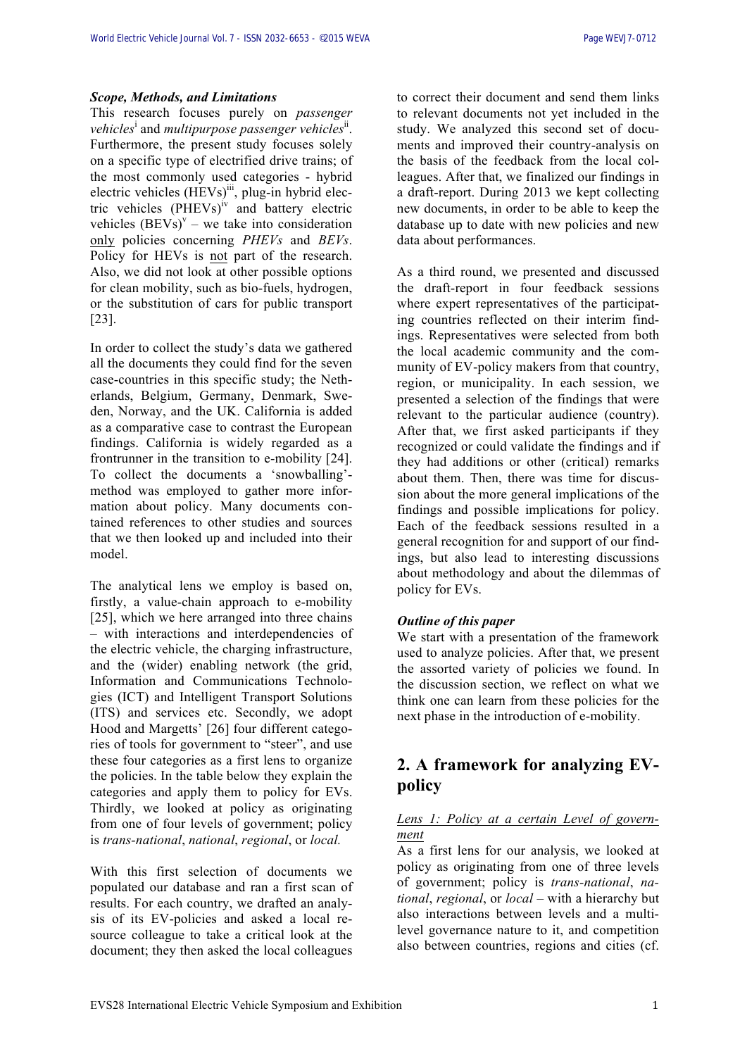### *Scope, Methods, and Limitations*

This research focuses purely on *passenger vehicles*[i] and *multipurpose passenger vehicles*[ii]. Furthermore, the present study focuses solely on a specific type of electrified drive trains; of the most commonly used categories - hybrid electric vehicles (HEVs)[iii], plug-in hybrid electric vehicles (PHEVs)[iv] and battery electric vehicles (BEVs)[v] – we take into consideration only policies concerning *PHEVs* and *BEVs*. Policy for HEVs is not part of the research. Also, we did not look at other possible options for clean mobility, such as bio-fuels, hydrogen, or the substitution of cars for public transport [23].

In order to collect the study's data we gathered all the documents they could find for the seven case-countries in this specific study; the Netherlands, Belgium, Germany, Denmark, Sweden, Norway, and the UK. California is added as a comparative case to contrast the European findings. California is widely regarded as a frontrunner in the transition to e-mobility [24]. To collect the documents a 'snowballing'-method was employed to gather more information about policy. Many documents contained references to other studies and sources that we then looked up and included into their model.

The analytical lens we employ is based on, firstly, a value-chain approach to e-mobility [25], which we here arranged into three chains – with interactions and interdependencies of the electric vehicle, the charging infrastructure, and the (wider) enabling network (the grid, Information and Communications Technologies (ICT) and Intelligent Transport Solutions (ITS) and services etc. Secondly, we adopt Hood and Margetts' [26] four different categories of tools for government to "steer", and use these four categories as a first lens to organize the policies. In the table below they explain the categories and apply them to policy for EVs. Thirdly, we looked at policy as originating from one of four levels of government; policy is *trans-national*, *national*, *regional*, or *local.*

With this first selection of documents we populated our database and ran a first scan of results. For each country, we drafted an analysis of its EV-policies and asked a local resource colleague to take a critical look at the document; they then asked the local colleagues to correct their document and send them links to relevant documents not yet included in the study. We analyzed this second set of documents and improved their country-analysis on the basis of the feedback from the local colleagues. After that, we finalized our findings in a draft-report. During 2013 we kept collecting new documents, in order to be able to keep the database up to date with new policies and new data about performances.

As a third round, we presented and discussed the draft-report in four feedback sessions where expert representatives of the participating countries reflected on their interim findings. Representatives were selected from both the local academic community and the community of EV-policy makers from that country, region, or municipality. In each session, we presented a selection of the findings that were relevant to the particular audience (country). After that, we first asked participants if they recognized or could validate the findings and if they had additions or other (critical) remarks about them. Then, there was time for discussion about the more general implications of the findings and possible implications for policy. Each of the feedback sessions resulted in a general recognition for and support of our findings, but also lead to interesting discussions about methodology and about the dilemmas of policy for EVs.

### *Outline of this paper*

We start with a presentation of the framework used to analyze policies. After that, we present the assorted variety of policies we found. In the discussion section, we reflect on what we think one can learn from these policies for the next phase in the introduction of e-mobility.

## 2. A framework for analyzing EV-policy

### Lens 1: Policy at a certain Level of government

As a first lens for our analysis, we looked at policy as originating from one of three levels of government; policy is *trans-national*, *national*, *regional*, or *local* – with a hierarchy but also interactions between levels and a multi-level governance nature to it, and competition also between countries, regions and cities (cf.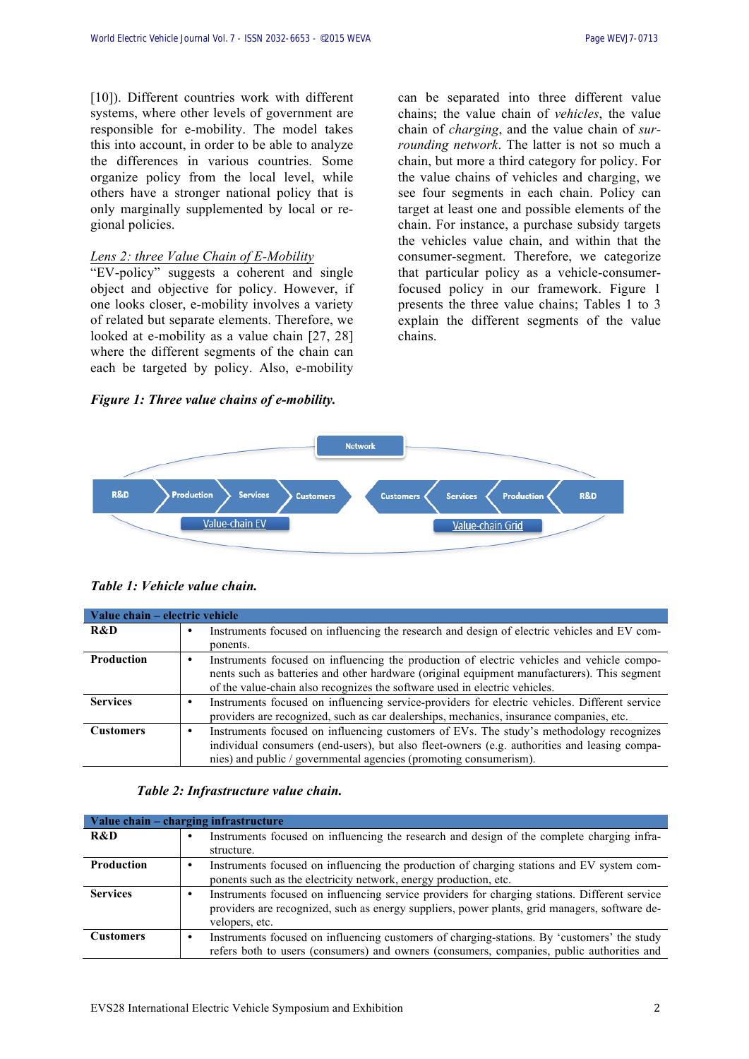[10]). Different countries work with different systems, where other levels of government are responsible for e-mobility. The model takes this into account, in order to be able to analyze the differences in various countries. Some organize policy from the local level, while others have a stronger national policy that is only marginally supplemented by local or regional policies.

*Lens 2: three Value Chain of E-Mobility*

"EV-policy" suggests a coherent and single object and objective for policy. However, if one looks closer, e-mobility involves a variety of related but separate elements. Therefore, we looked at e-mobility as a value chain [27, 28] where the different segments of the chain can each be targeted by policy. Also, e-mobility can be separated into three different value chains; the value chain of *vehicles*, the value chain of *charging*, and the value chain of *surrounding network*. The latter is not so much a chain, but more a third category for policy. For the value chains of vehicles and charging, we see four segments in each chain. Policy can target at least one and possible elements of the chain. For instance, a purchase subsidy targets the vehicles value chain, and within that the consumer-segment. Therefore, we categorize that particular policy as a vehicle-consumer-focused policy in our framework. Figure 1 presents the three value chains; Tables 1 to 3 explain the different segments of the value chains.

***Figure 1: Three value chains of e-mobility.***

Network

R&D → Production → Services → Customers | Customers ← Services ← Production ← R&D

Value-chain EV | Value-chain Grid

***Table 1: Vehicle value chain.***

| Value chain – electric vehicle | |
|---|---|
| **R&D** | • Instruments focused on influencing the research and design of electric vehicles and EV components. |
| **Production** | • Instruments focused on influencing the production of electric vehicles and vehicle components such as batteries and other hardware (original equipment manufacturers). This segment of the value-chain also recognizes the software used in electric vehicles. |
| **Services** | • Instruments focused on influencing service-providers for electric vehicles. Different service providers are recognized, such as car dealerships, mechanics, insurance companies, etc. |
| **Customers** | • Instruments focused on influencing customers of EVs. The study's methodology recognizes individual consumers (end-users), but also fleet-owners (e.g. authorities and leasing companies) and public / governmental agencies (promoting consumerism). |

***Table 2: Infrastructure value chain.***

| Value chain – charging infrastructure | |
|---|---|
| **R&D** | • Instruments focused on influencing the research and design of the complete charging infrastructure. |
| **Production** | • Instruments focused on influencing the production of charging stations and EV system components such as the electricity network, energy production, etc. |
| **Services** | • Instruments focused on influencing service providers for charging stations. Different service providers are recognized, such as energy suppliers, power plants, grid managers, software developers, etc. |
| **Customers** | • Instruments focused on influencing customers of charging-stations. By 'customers' the study refers both to users (consumers) and owners (consumers, companies, public authorities and |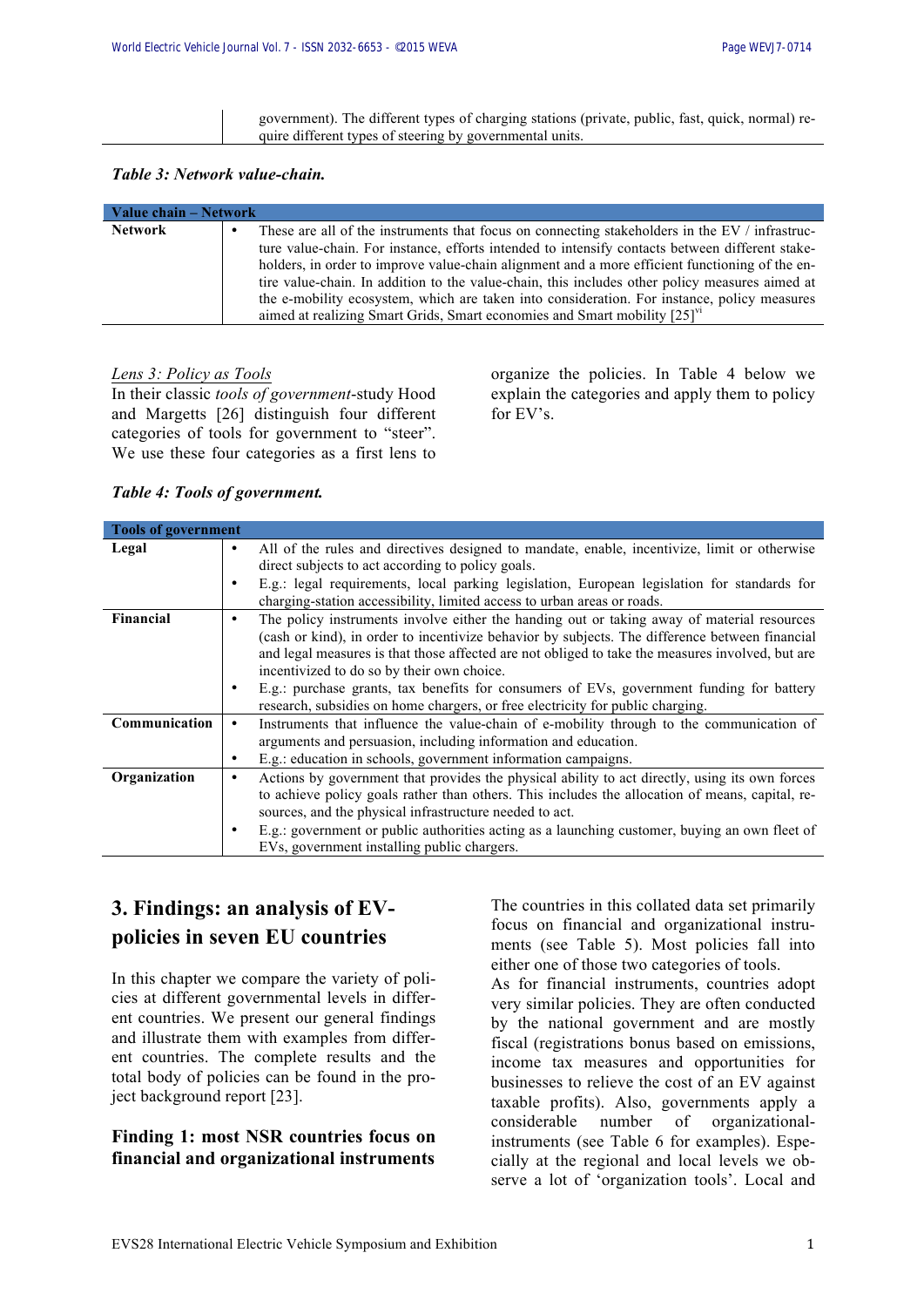| | |
|---|---|
| | government). The different types of charging stations (private, public, fast, quick, normal) require different types of steering by governmental units. |

***Table 3: Network value-chain.***

| **Value chain – Network** | |
|---|---|
| **Network** | • These are all of the instruments that focus on connecting stakeholders in the EV / infrastructure value-chain. For instance, efforts intended to intensify contacts between different stakeholders, in order to improve value-chain alignment and a more efficient functioning of the entire value-chain. In addition to the value-chain, this includes other policy measures aimed at the e-mobility ecosystem, which are taken into consideration. For instance, policy measures aimed at realizing Smart Grids, Smart economies and Smart mobility [25][vi] |

*Lens 3: Policy as Tools*

In their classic *tools of government*-study Hood and Margetts [26] distinguish four different categories of tools for government to "steer". We use these four categories as a first lens to organize the policies. In Table 4 below we explain the categories and apply them to policy for EV's.

***Table 4: Tools of government.***

| **Tools of government** | |
|---|---|
| **Legal** | • All of the rules and directives designed to mandate, enable, incentivize, limit or otherwise direct subjects to act according to policy goals.<br>• E.g.: legal requirements, local parking legislation, European legislation for standards for charging-station accessibility, limited access to urban areas or roads. |
| **Financial** | • The policy instruments involve either the handing out or taking away of material resources (cash or kind), in order to incentivize behavior by subjects. The difference between financial and legal measures is that those affected are not obliged to take the measures involved, but are incentivized to do so by their own choice.<br>• E.g.: purchase grants, tax benefits for consumers of EVs, government funding for battery research, subsidies on home chargers, or free electricity for public charging. |
| **Communication** | • Instruments that influence the value-chain of e-mobility through to the communication of arguments and persuasion, including information and education.<br>• E.g.: education in schools, government information campaigns. |
| **Organization** | • Actions by government that provides the physical ability to act directly, using its own forces to achieve policy goals rather than others. This includes the allocation of means, capital, resources, and the physical infrastructure needed to act.<br>• E.g.: government or public authorities acting as a launching customer, buying an own fleet of EVs, government installing public chargers. |

## 3. Findings: an analysis of EV-policies in seven EU countries

In this chapter we compare the variety of policies at different governmental levels in different countries. We present our general findings and illustrate them with examples from different countries. The complete results and the total body of policies can be found in the project background report [23].

### Finding 1: most NSR countries focus on financial and organizational instruments

The countries in this collated data set primarily focus on financial and organizational instruments (see Table 5). Most policies fall into either one of those two categories of tools.

As for financial instruments, countries adopt very similar policies. They are often conducted by the national government and are mostly fiscal (registrations bonus based on emissions, income tax measures and opportunities for businesses to relieve the cost of an EV against taxable profits). Also, governments apply a considerable number of organizational-instruments (see Table 6 for examples). Especially at the regional and local levels we observe a lot of 'organization tools'. Local and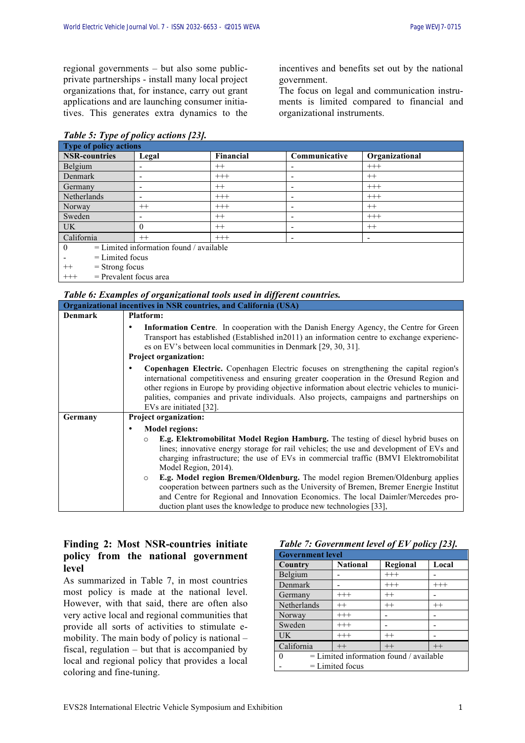regional governments – but also some public-private partnerships - install many local project organizations that, for instance, carry out grant applications and are launching consumer initiatives. This generates extra dynamics to the incentives and benefits set out by the national government.

The focus on legal and communication instruments is limited compared to financial and organizational instruments.

*Table 5: Type of policy actions [23].*

| Type of policy actions | | | | |
|---|---|---|---|---|
| **NSR-countries** | **Legal** | **Financial** | **Communicative** | **Organizational** |
| Belgium | - | ++ | - | +++ |
| Denmark | - | +++ | - | ++ |
| Germany | - | ++ | - | +++ |
| Netherlands | - | +++ | - | +++ |
| Norway | ++ | +++ | - | ++ |
| Sweden | - | ++ | - | +++ |
| UK | 0 | ++ | - | ++ |
| California | ++ | +++ | - | - |
| 0 = Limited information found / available | | | | |
| - = Limited focus | | | | |
| ++ = Strong focus | | | | |
| +++ = Prevalent focus area | | | | |

*Table 6: Examples of organizational tools used in different countries.*

| Organizational incentives in NSR countries, and California (USA) | |
|---|---|
| **Denmark** | **Platform:**<br>• **Information Centre**. In cooperation with the Danish Energy Agency, the Centre for Green Transport has established (Established in2011) an information centre to exchange experiences on EV's between local communities in Denmark [29, 30, 31].<br>**Project organization:**<br>• **Copenhagen Electric.** Copenhagen Electric focuses on strengthening the capital region's international competitiveness and ensuring greater cooperation in the Øresund Region and other regions in Europe by providing objective information about electric vehicles to municipalities, companies and private individuals. Also projects, campaigns and partnerships on EVs are initiated [32]. |
| **Germany** | **Project organization:**<br>• **Model regions:**<br>○ **E.g. Elektromobilitat Model Region Hamburg.** The testing of diesel hybrid buses on lines; innovative energy storage for rail vehicles; the use and development of EVs and charging infrastructure; the use of EVs in commercial traffic (BMVI Elektromobilitat Model Region, 2014).<br>○ **E.g. Model region Bremen/Oldenburg.** The model region Bremen/Oldenburg applies cooperation between partners such as the University of Bremen, Bremer Energie Institut and Centre for Regional and Innovation Economics. The local Daimler/Mercedes production plant uses the knowledge to produce new technologies [33], |

## Finding 2: Most NSR-countries initiate policy from the national government level

As summarized in Table 7, in most countries most policy is made at the national level. However, with that said, there are often also very active local and regional communities that provide all sorts of activities to stimulate e-mobility. The main body of policy is national – fiscal, regulation – but that is accompanied by local and regional policy that provides a local coloring and fine-tuning.

*Table 7: Government level of EV policy [23].*

| Government level | | | |
|---|---|---|---|
| **Country** | **National** | **Regional** | **Local** |
| Belgium | - | +++ | - |
| Denmark | - | +++ | +++ |
| Germany | +++ | ++ | - |
| Netherlands | ++ | ++ | ++ |
| Norway | +++ | - | - |
| Sweden | +++ | - | - |
| UK | +++ | ++ | - |
| California | ++ | ++ | ++ |
| 0 = Limited information found / available | | | |
| - = Limited focus | | | |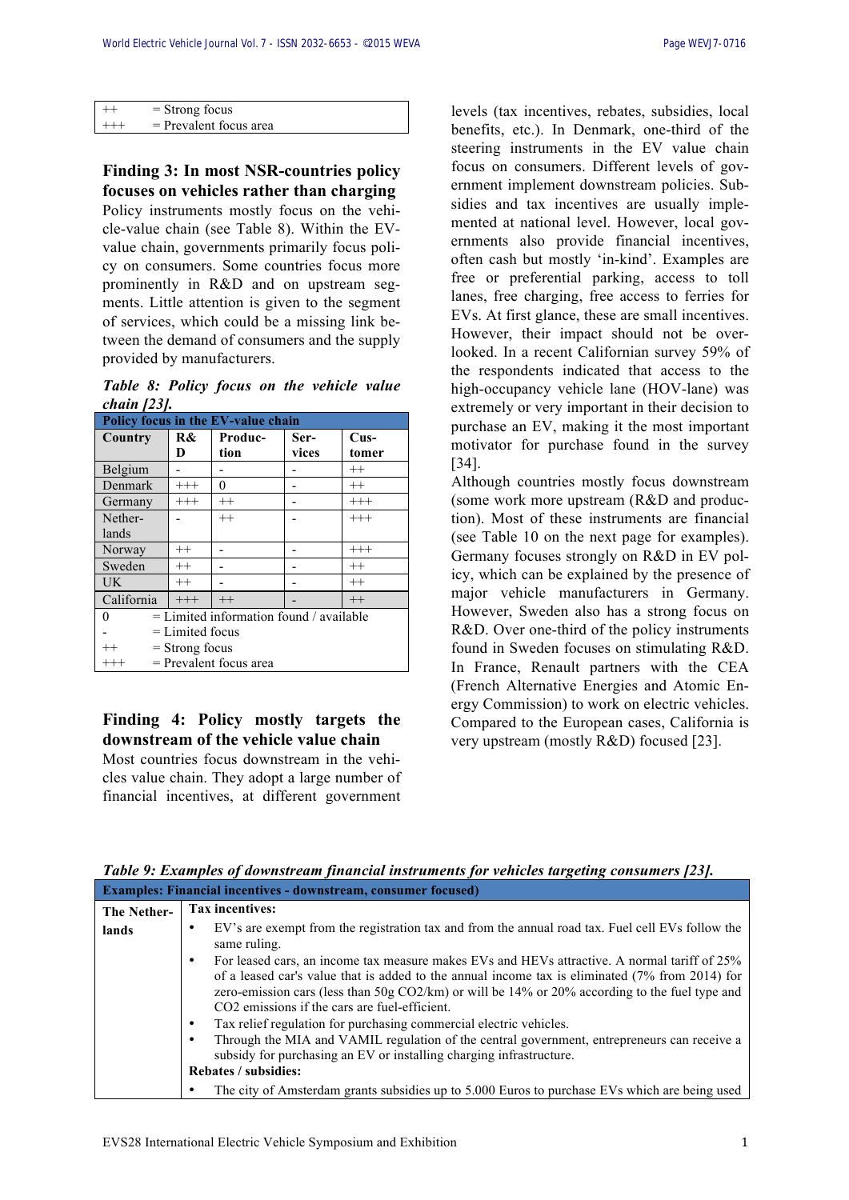| ++ | = Strong focus |
|---|---|
| +++ | = Prevalent focus area |

## Finding 3: In most NSR-countries policy focuses on vehicles rather than charging

Policy instruments mostly focus on the vehicle-value chain (see Table 8). Within the EV-value chain, governments primarily focus policy on consumers. Some countries focus more prominently in R&D and on upstream segments. Little attention is given to the segment of services, which could be a missing link between the demand of consumers and the supply provided by manufacturers.

***Table 8: Policy focus on the vehicle value chain [23].***

| Policy focus in the EV-value chain | | | | |
|---|---|---|---|---|
| **Country** | **R&D** | **Production** | **Services** | **Customer** |
| Belgium | - | - | - | ++ |
| Denmark | +++ | 0 | - | ++ |
| Germany | +++ | ++ | - | +++ |
| Netherlands | - | ++ | - | +++ |
| Norway | ++ | - | - | +++ |
| Sweden | ++ | - | - | ++ |
| UK | ++ | - | - | ++ |
| California | +++ | ++ | - | ++ |
| 0 = Limited information found / available | | | | |
| - = Limited focus | | | | |
| ++ = Strong focus | | | | |
| +++ = Prevalent focus area | | | | |

## Finding 4: Policy mostly targets the downstream of the vehicle value chain

Most countries focus downstream in the vehicles value chain. They adopt a large number of financial incentives, at different government levels (tax incentives, rebates, subsidies, local benefits, etc.). In Denmark, one-third of the steering instruments in the EV value chain focus on consumers. Different levels of government implement downstream policies. Subsidies and tax incentives are usually implemented at national level. However, local governments also provide financial incentives, often cash but mostly 'in-kind'. Examples are free or preferential parking, access to toll lanes, free charging, free access to ferries for EVs. At first glance, these are small incentives. However, their impact should not be overlooked. In a recent Californian survey 59% of the respondents indicated that access to the high-occupancy vehicle lane (HOV-lane) was extremely or very important in their decision to purchase an EV, making it the most important motivator for purchase found in the survey [34].

Although countries mostly focus downstream (some work more upstream (R&D and production). Most of these instruments are financial (see Table 10 on the next page for examples). Germany focuses strongly on R&D in EV policy, which can be explained by the presence of major vehicle manufacturers in Germany. However, Sweden also has a strong focus on R&D. Over one-third of the policy instruments found in Sweden focuses on stimulating R&D. In France, Renault partners with the CEA (French Alternative Energies and Atomic Energy Commission) to work on electric vehicles. Compared to the European cases, California is very upstream (mostly R&D) focused [23].

***Table 9: Examples of downstream financial instruments for vehicles targeting consumers [23].***

| Examples: Financial incentives - downstream, consumer focused) | |
|---|---|
| **The Netherlands** | **Tax incentives:**<br>• EV's are exempt from the registration tax and from the annual road tax. Fuel cell EVs follow the same ruling.<br>• For leased cars, an income tax measure makes EVs and HEVs attractive. A normal tariff of 25% of a leased car's value that is added to the annual income tax is eliminated (7% from 2014) for zero-emission cars (less than 50g $CO_2$/km) or will be 14% or 20% according to the fuel type and $CO_2$ emissions if the cars are fuel-efficient.<br>• Tax relief regulation for purchasing commercial electric vehicles.<br>• Through the MIA and VAMIL regulation of the central government, entrepreneurs can receive a subsidy for purchasing an EV or installing charging infrastructure.<br>**Rebates / subsidies:**<br>• The city of Amsterdam grants subsidies up to 5.000 Euros to purchase EVs which are being used |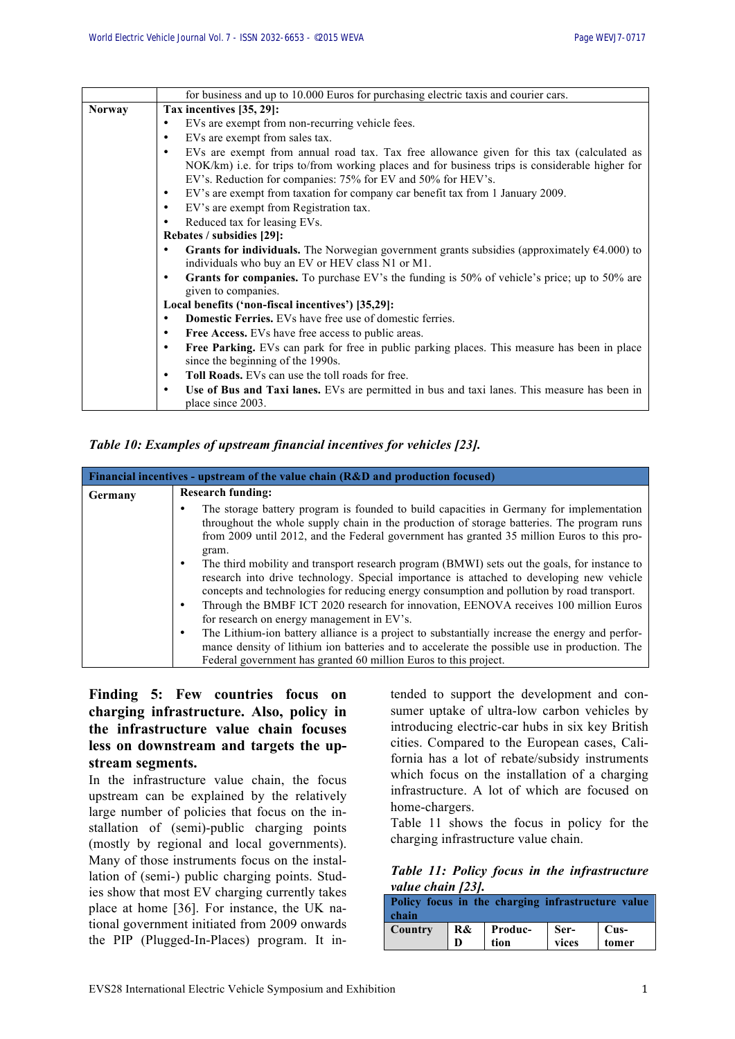| | for business and up to 10.000 Euros for purchasing electric taxis and courier cars. |
|---|---|
| **Norway** | **Tax incentives [35, 29]:**<br>• EVs are exempt from non-recurring vehicle fees.<br>• EVs are exempt from sales tax.<br>• EVs are exempt from annual road tax. Tax free allowance given for this tax (calculated as NOK/km) i.e. for trips to/from working places and for business trips is considerable higher for EV's. Reduction for companies: 75% for EV and 50% for HEV's.<br>• EV's are exempt from taxation for company car benefit tax from 1 January 2009.<br>• EV's are exempt from Registration tax.<br>• Reduced tax for leasing EVs.<br>**Rebates / subsidies [29]:**<br>• **Grants for individuals.** The Norwegian government grants subsidies (approximately €4.000) to individuals who buy an EV or HEV class N1 or M1.<br>• **Grants for companies.** To purchase EV's the funding is 50% of vehicle's price; up to 50% are given to companies.<br>**Local benefits ('non-fiscal incentives') [35,29]:**<br>• **Domestic Ferries.** EVs have free use of domestic ferries.<br>• **Free Access.** EVs have free access to public areas.<br>• **Free Parking.** EVs can park for free in public parking places. This measure has been in place since the beginning of the 1990s.<br>• **Toll Roads.** EVs can use the toll roads for free.<br>• **Use of Bus and Taxi lanes.** EVs are permitted in bus and taxi lanes. This measure has been in place since 2003. |

***Table 10: Examples of upstream financial incentives for vehicles [23].***

| **Financial incentives - upstream of the value chain (R&D and production focused)** | |
|---|---|
| **Germany** | **Research funding:**<br>• The storage battery program is founded to build capacities in Germany for implementation throughout the whole supply chain in the production of storage batteries. The program runs from 2009 until 2012, and the Federal government has granted 35 million Euros to this program.<br>• The third mobility and transport research program (BMWI) sets out the goals, for instance to research into drive technology. Special importance is attached to developing new vehicle concepts and technologies for reducing energy consumption and pollution by road transport.<br>• Through the BMBF ICT 2020 research for innovation, EENOVA receives 100 million Euros for research on energy management in EV's.<br>• The Lithium-ion battery alliance is a project to substantially increase the energy and performance density of lithium ion batteries and to accelerate the possible use in production. The Federal government has granted 60 million Euros to this project. |

**Finding 5: Few countries focus on charging infrastructure. Also, policy in the infrastructure value chain focuses less on downstream and targets the upstream segments.**

In the infrastructure value chain, the focus upstream can be explained by the relatively large number of policies that focus on the installation of (semi)-public charging points (mostly by regional and local governments). Many of those instruments focus on the installation of (semi-) public charging points. Studies show that most EV charging currently takes place at home [36]. For instance, the UK national government initiated from 2009 onwards the PIP (Plugged-In-Places) program. It intended to support the development and consumer uptake of ultra-low carbon vehicles by introducing electric-car hubs in six key British cities. Compared to the European cases, California has a lot of rebate/subsidy instruments which focus on the installation of a charging infrastructure. A lot of which are focused on home-chargers.

Table 11 shows the focus in policy for the charging infrastructure value chain.

***Table 11: Policy focus in the infrastructure value chain [23].***

| **Policy focus in the charging infrastructure value chain** | | | | |
|---|---|---|---|---|
| **Country** | **R&D** | **Production** | **Services** | **Customer** |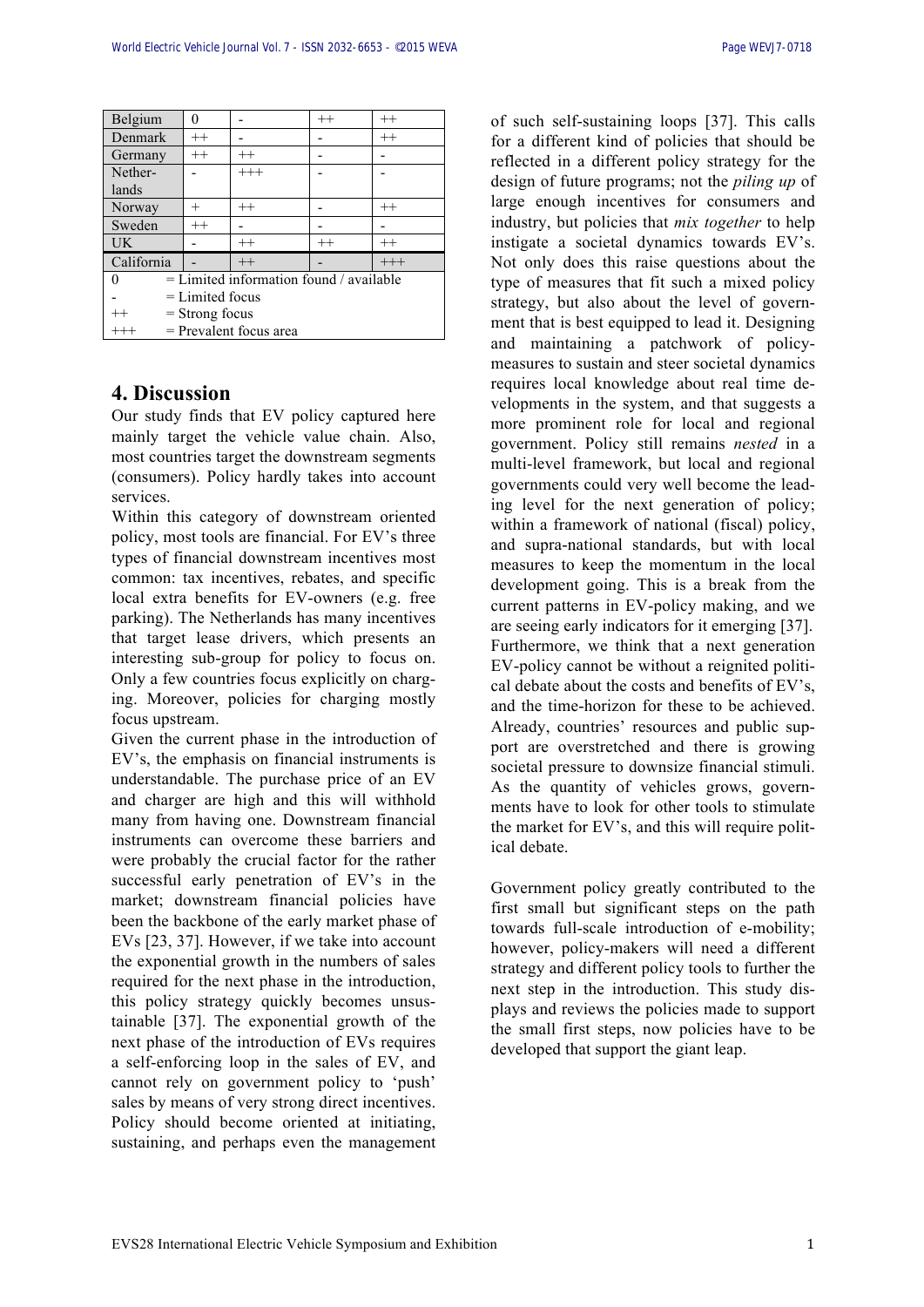| | | | | |
|---|---|---|---|---|
| Belgium | 0 | - | ++ | ++ |
| Denmark | ++ | - | - | ++ |
| Germany | ++ | ++ | - | - |
| Nether-lands | - | +++ | - | - |
| Norway | + | ++ | - | ++ |
| Sweden | ++ | - | - | - |
| UK | - | ++ | ++ | ++ |
| California | - | ++ | - | +++ |
| 0 | = Limited information found / available | | | |
| - | = Limited focus | | | |
| ++ | = Strong focus | | | |
| +++ | = Prevalent focus area | | | |

## 4. Discussion

Our study finds that EV policy captured here mainly target the vehicle value chain. Also, most countries target the downstream segments (consumers). Policy hardly takes into account services.

Within this category of downstream oriented policy, most tools are financial. For EV's three types of financial downstream incentives most common: tax incentives, rebates, and specific local extra benefits for EV-owners (e.g. free parking). The Netherlands has many incentives that target lease drivers, which presents an interesting sub-group for policy to focus on. Only a few countries focus explicitly on charging. Moreover, policies for charging mostly focus upstream.

Given the current phase in the introduction of EV's, the emphasis on financial instruments is understandable. The purchase price of an EV and charger are high and this will withhold many from having one. Downstream financial instruments can overcome these barriers and were probably the crucial factor for the rather successful early penetration of EV's in the market; downstream financial policies have been the backbone of the early market phase of EVs [23, 37]. However, if we take into account the exponential growth in the numbers of sales required for the next phase in the introduction, this policy strategy quickly becomes unsustainable [37]. The exponential growth of the next phase of the introduction of EVs requires a self-enforcing loop in the sales of EV, and cannot rely on government policy to 'push' sales by means of very strong direct incentives. Policy should become oriented at initiating, sustaining, and perhaps even the management of such self-sustaining loops [37]. This calls for a different kind of policies that should be reflected in a different policy strategy for the design of future programs; not the *piling up* of large enough incentives for consumers and industry, but policies that *mix together* to help instigate a societal dynamics towards EV's. Not only does this raise questions about the type of measures that fit such a mixed policy strategy, but also about the level of government that is best equipped to lead it. Designing and maintaining a patchwork of policy-measures to sustain and steer societal dynamics requires local knowledge about real time developments in the system, and that suggests a more prominent role for local and regional government. Policy still remains *nested* in a multi-level framework, but local and regional governments could very well become the leading level for the next generation of policy; within a framework of national (fiscal) policy, and supra-national standards, but with local measures to keep the momentum in the local development going. This is a break from the current patterns in EV-policy making, and we are seeing early indicators for it emerging [37]. Furthermore, we think that a next generation EV-policy cannot be without a reignited political debate about the costs and benefits of EV's, and the time-horizon for these to be achieved. Already, countries' resources and public support are overstretched and there is growing societal pressure to downsize financial stimuli. As the quantity of vehicles grows, governments have to look for other tools to stimulate the market for EV's, and this will require political debate.

Government policy greatly contributed to the first small but significant steps on the path towards full-scale introduction of e-mobility; however, policy-makers will need a different strategy and different policy tools to further the next step in the introduction. This study displays and reviews the policies made to support the small first steps, now policies have to be developed that support the giant leap.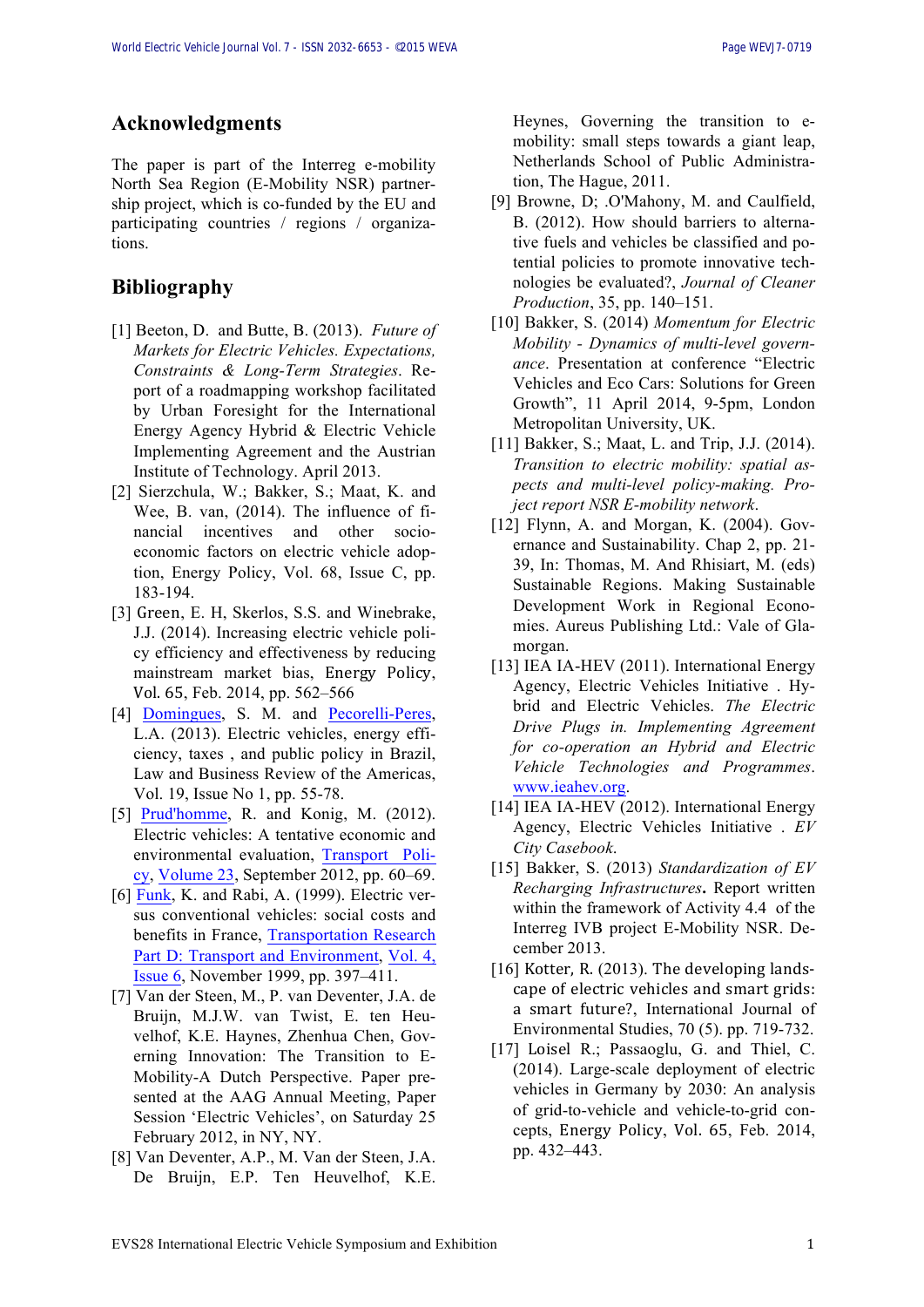## Acknowledgments

The paper is part of the Interreg e-mobility North Sea Region (E-Mobility NSR) partnership project, which is co-funded by the EU and participating countries / regions / organizations.

## Bibliography

[1] Beeton, D. and Butte, B. (2013). *Future of Markets for Electric Vehicles. Expectations, Constraints & Long-Term Strategies*. Report of a roadmapping workshop facilitated by Urban Foresight for the International Energy Agency Hybrid & Electric Vehicle Implementing Agreement and the Austrian Institute of Technology. April 2013.

[2] Sierzchula, W.; Bakker, S.; Maat, K. and Wee, B. van, (2014). The influence of financial incentives and other socio-economic factors on electric vehicle adoption, Energy Policy, Vol. 68, Issue C, pp. 183-194.

[3] Green, E. H, Skerlos, S.S. and Winebrake, J.J. (2014). Increasing electric vehicle policy efficiency and effectiveness by reducing mainstream market bias, Energy Policy, Vol. 65, Feb. 2014, pp. 562–566

[4] Domingues, S. M. and Pecorelli-Peres, L.A. (2013). Electric vehicles, energy efficiency, taxes , and public policy in Brazil, Law and Business Review of the Americas, Vol. 19, Issue No 1, pp. 55-78.

[5] Prud'homme, R. and Konig, M. (2012). Electric vehicles: A tentative economic and environmental evaluation, Transport Policy, Volume 23, September 2012, pp. 60–69.

[6] Funk, K. and Rabi, A. (1999). Electric versus conventional vehicles: social costs and benefits in France, Transportation Research Part D: Transport and Environment, Vol. 4, Issue 6, November 1999, pp. 397–411.

[7] Van der Steen, M., P. van Deventer, J.A. de Bruijn, M.J.W. van Twist, E. ten Heuvelhof, K.E. Haynes, Zhenhua Chen, Governing Innovation: The Transition to E-Mobility-A Dutch Perspective. Paper presented at the AAG Annual Meeting, Paper Session 'Electric Vehicles', on Saturday 25 February 2012, in NY, NY.

[8] Van Deventer, A.P., M. Van der Steen, J.A. De Bruijn, E.P. Ten Heuvelhof, K.E. Heynes, Governing the transition to e-mobility: small steps towards a giant leap, Netherlands School of Public Administration, The Hague, 2011.

[9] Browne, D; .O'Mahony, M. and Caulfield, B. (2012). How should barriers to alternative fuels and vehicles be classified and potential policies to promote innovative technologies be evaluated?, *Journal of Cleaner Production*, 35, pp. 140–151.

[10] Bakker, S. (2014) *Momentum for Electric Mobility - Dynamics of multi-level governance*. Presentation at conference "Electric Vehicles and Eco Cars: Solutions for Green Growth", 11 April 2014, 9-5pm, London Metropolitan University, UK.

[11] Bakker, S.; Maat, L. and Trip, J.J. (2014). *Transition to electric mobility: spatial aspects and multi-level policy-making. Project report NSR E-mobility network*.

[12] Flynn, A. and Morgan, K. (2004). Governance and Sustainability. Chap 2, pp. 21-39, In: Thomas, M. And Rhisiart, M. (eds) Sustainable Regions. Making Sustainable Development Work in Regional Economies. Aureus Publishing Ltd.: Vale of Glamorgan.

[13] IEA IA-HEV (2011). International Energy Agency, Electric Vehicles Initiative . Hybrid and Electric Vehicles. *The Electric Drive Plugs in. Implementing Agreement for co-operation an Hybrid and Electric Vehicle Technologies and Programmes*. www.ieahev.org.

[14] IEA IA-HEV (2012). International Energy Agency, Electric Vehicles Initiative . *EV City Casebook*.

[15] Bakker, S. (2013) *Standardization of EV Recharging Infrastructures***.** Report written within the framework of Activity 4.4 of the Interreg IVB project E-Mobility NSR. December 2013.

[16] Kotter, R. (2013). The developing landscape of electric vehicles and smart grids: a smart future?, International Journal of Environmental Studies, 70 (5). pp. 719-732.

[17] Loisel R.; Passaoglu, G. and Thiel, C. (2014). Large-scale deployment of electric vehicles in Germany by 2030: An analysis of grid-to-vehicle and vehicle-to-grid concepts, Energy Policy, Vol. 65, Feb. 2014, pp. 432–443.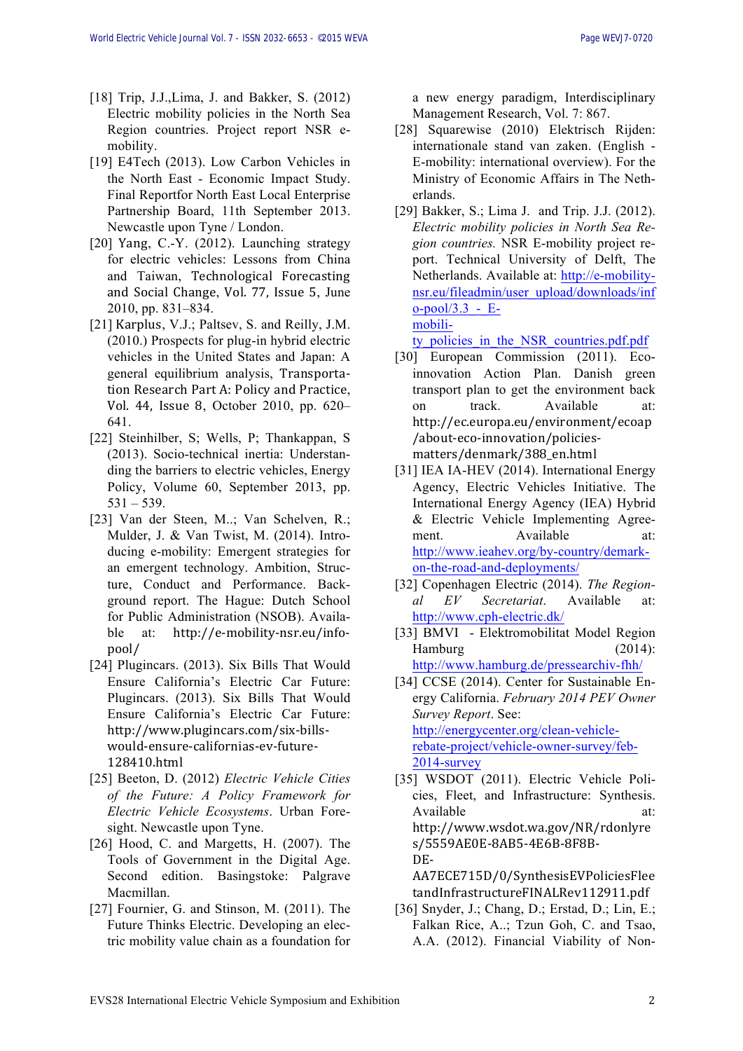[18] Trip, J.J.,Lima, J. and Bakker, S. (2012) Electric mobility policies in the North Sea Region countries. Project report NSR e-mobility.

[19] E4Tech (2013). Low Carbon Vehicles in the North East - Economic Impact Study. Final Reportfor North East Local Enterprise Partnership Board, 11th September 2013. Newcastle upon Tyne / London.

[20] Yang, C.-Y. (2012). Launching strategy for electric vehicles: Lessons from China and Taiwan, Technological Forecasting and Social Change, Vol. 77, Issue 5, June 2010, pp. 831–834.

[21] Karplus, V.J.; Paltsev, S. and Reilly, J.M. (2010.) Prospects for plug-in hybrid electric vehicles in the United States and Japan: A general equilibrium analysis, Transportation Research Part A: Policy and Practice, Vol. 44, Issue 8, October 2010, pp. 620–641.

[22] Steinhilber, S; Wells, P; Thankappan, S (2013). Socio-technical inertia: Understanding the barriers to electric vehicles, Energy Policy, Volume 60, September 2013, pp. 531 – 539.

[23] Van der Steen, M..; Van Schelven, R.; Mulder, J. & Van Twist, M. (2014). Introducing e-mobility: Emergent strategies for an emergent technology. Ambition, Structure, Conduct and Performance. Background report. The Hague: Dutch School for Public Administration (NSOB). Available at: http://e-mobility-nsr.eu/info-pool/

[24] Plugincars. (2013). Six Bills That Would Ensure California's Electric Car Future: Plugincars. (2013). Six Bills That Would Ensure California's Electric Car Future: http://www.plugincars.com/six-bills-would-ensure-californias-ev-future-128410.html

[25] Beeton, D. (2012) *Electric Vehicle Cities of the Future: A Policy Framework for Electric Vehicle Ecosystems*. Urban Foresight. Newcastle upon Tyne.

[26] Hood, C. and Margetts, H. (2007). The Tools of Government in the Digital Age. Second edition. Basingstoke: Palgrave Macmillan.

[27] Fournier, G. and Stinson, M. (2011). The Future Thinks Electric. Developing an electric mobility value chain as a foundation for a new energy paradigm, Interdisciplinary Management Research, Vol. 7: 867.

[28] Squarewise (2010) Elektrisch Rijden: internationale stand van zaken. (English - E-mobility: international overview). For the Ministry of Economic Affairs in The Netherlands.

[29] Bakker, S.; Lima J. and Trip. J.J. (2012). *Electric mobility policies in North Sea Region countries.* NSR E-mobility project report. Technical University of Delft, The Netherlands. Available at: http://e-mobility-nsr.eu/fileadmin/user_upload/downloads/info-pool/3.3_-_E-mobility_policies_in_the_NSR_countries.pdf

[30] European Commission (2011). Eco-innovation Action Plan. Danish green transport plan to get the environment back on track. Available at: http://ec.europa.eu/environment/ecoap/about-eco-innovation/policies-matters/denmark/388_en.html

[31] IEA IA-HEV (2014). International Energy Agency, Electric Vehicles Initiative. The International Energy Agency (IEA) Hybrid & Electric Vehicle Implementing Agreement. Available at: http://www.ieahev.org/by-country/demark-on-the-road-and-deployments/

[32] Copenhagen Electric (2014). *The Regional EV Secretariat*. Available at: http://www.cph-electric.dk/

[33] BMVI - Elektromobilitat Model Region Hamburg (2014): http://www.hamburg.de/pressearchiv-fhh/

[34] CCSE (2014). Center for Sustainable Energy California. *February 2014 PEV Owner Survey Report*. See: http://energycenter.org/clean-vehicle-rebate-project/vehicle-owner-survey/feb-2014-survey

[35] WSDOT (2011). Electric Vehicle Policies, Fleet, and Infrastructure: Synthesis. Available at: http://www.wsdot.wa.gov/NR/rdonlyres/5559AE0E-8AB5-4E6B-8F8B-DE-AA7ECE715D/0/SynthesisEVPoliciesFleetandInfrastructureFINALRev112911.pdf

[36] Snyder, J.; Chang, D.; Erstad, D.; Lin, E.; Falkan Rice, A..; Tzun Goh, C. and Tsao, A.A. (2012). Financial Viability of Non-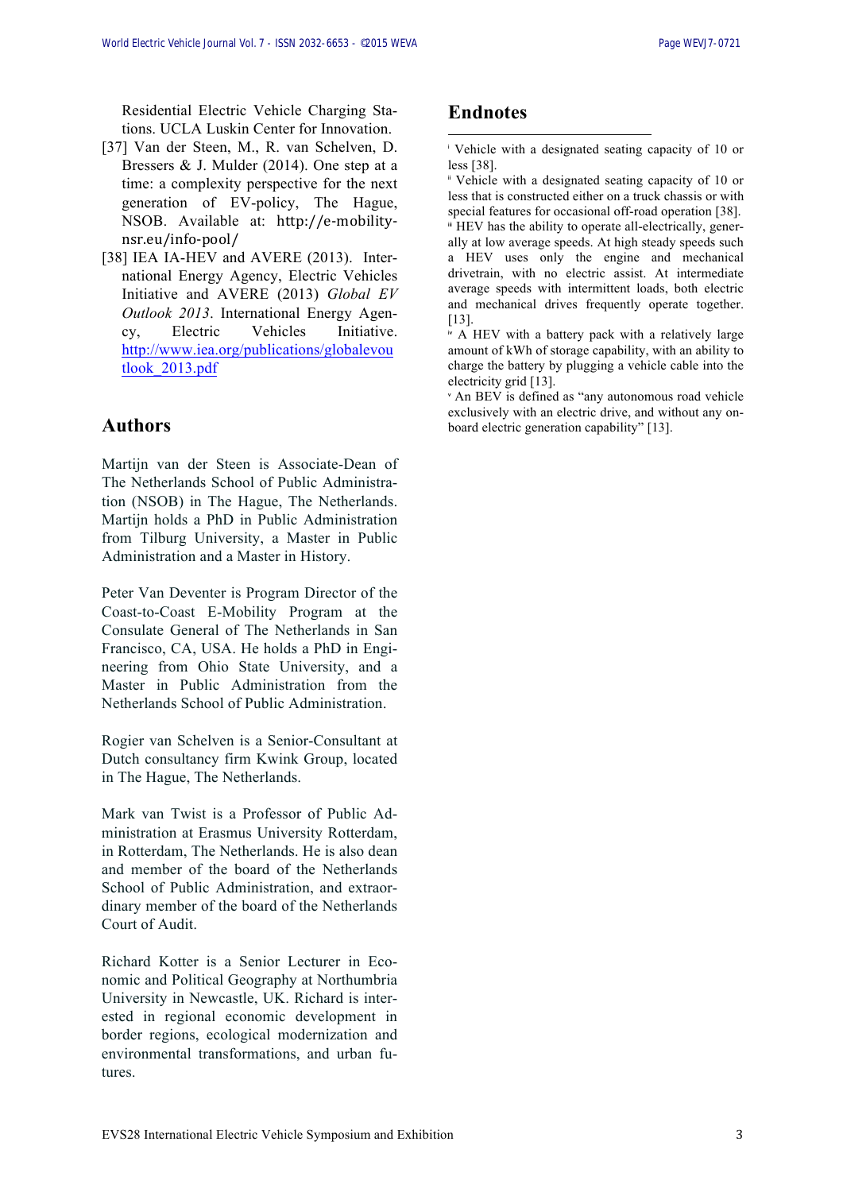Residential Electric Vehicle Charging Stations. UCLA Luskin Center for Innovation.

[37] Van der Steen, M., R. van Schelven, D. Bressers & J. Mulder (2014). One step at a time: a complexity perspective for the next generation of EV-policy, The Hague, NSOB. Available at: http://e-mobility-nsr.eu/info-pool/

[38] IEA IA-HEV and AVERE (2013). International Energy Agency, Electric Vehicles Initiative and AVERE (2013) *Global EV Outlook 2013*. International Energy Agency, Electric Vehicles Initiative. http://www.iea.org/publications/globalevoutlook_2013.pdf

## Authors

Martijn van der Steen is Associate-Dean of The Netherlands School of Public Administration (NSOB) in The Hague, The Netherlands. Martijn holds a PhD in Public Administration from Tilburg University, a Master in Public Administration and a Master in History.

Peter Van Deventer is Program Director of the Coast-to-Coast E-Mobility Program at the Consulate General of The Netherlands in San Francisco, CA, USA. He holds a PhD in Engineering from Ohio State University, and a Master in Public Administration from the Netherlands School of Public Administration.

Rogier van Schelven is a Senior-Consultant at Dutch consultancy firm Kwink Group, located in The Hague, The Netherlands.

Mark van Twist is a Professor of Public Administration at Erasmus University Rotterdam, in Rotterdam, The Netherlands. He is also dean and member of the board of the Netherlands School of Public Administration, and extraordinary member of the board of the Netherlands Court of Audit.

Richard Kotter is a Senior Lecturer in Economic and Political Geography at Northumbria University in Newcastle, UK. Richard is interested in regional economic development in border regions, ecological modernization and environmental transformations, and urban futures.

## Endnotes

[i] Vehicle with a designated seating capacity of 10 or less [38].

[ii] Vehicle with a designated seating capacity of 10 or less that is constructed either on a truck chassis or with special features for occasional off-road operation [38].

[iii] HEV has the ability to operate all-electrically, generally at low average speeds. At high steady speeds such a HEV uses only the engine and mechanical drivetrain, with no electric assist. At intermediate average speeds with intermittent loads, both electric and mechanical drives frequently operate together. [13].

[iv] A HEV with a battery pack with a relatively large amount of kWh of storage capability, with an ability to charge the battery by plugging a vehicle cable into the electricity grid [13].

[v] An BEV is defined as "any autonomous road vehicle exclusively with an electric drive, and without any on-board electric generation capability" [13].